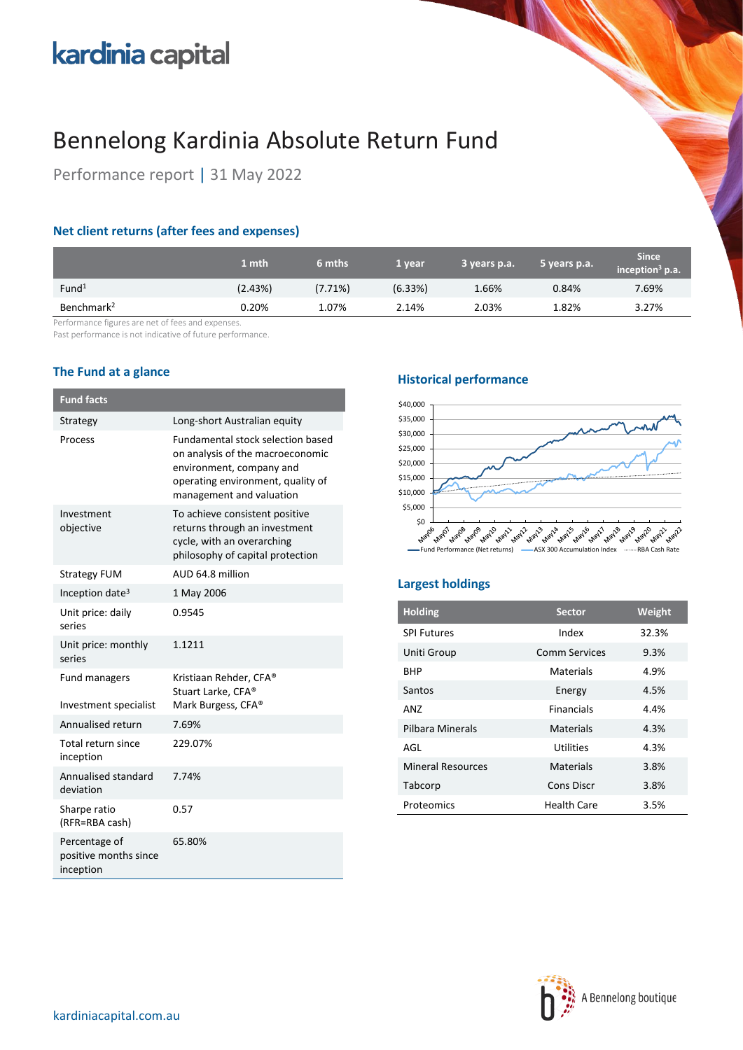kardinia capital

# Bennelong Kardinia Absolute Return Fund

Performance report | 31 May 2022

## Net client returns (after fees and expenses)

| | 1 mth | 6 mths | 1 year | 3 years p.a. | 5 years p.a. | Since inception[3] p.a. |
|---|---|---|---|---|---|---|
| Fund[1] | (2.43%) | (7.71%) | (6.33%) | 1.66% | 0.84% | 7.69% |
| Benchmark[2] | 0.20% | 1.07% | 2.14% | 2.03% | 1.82% | 3.27% |

Performance figures are net of fees and expenses.
Past performance is not indicative of future performance.

## The Fund at a glance

| Fund facts | |
|---|---|
| Strategy | Long-short Australian equity |
| Process | Fundamental stock selection based on analysis of the macroeconomic environment, company and operating environment, quality of management and valuation |
| Investment objective | To achieve consistent positive returns through an investment cycle, with an overarching philosophy of capital protection |
| Strategy FUM | AUD 64.8 million |
| Inception date[3] | 1 May 2006 |
| Unit price: daily series | 0.9545 |
| Unit price: monthly series | 1.1211 |
| Fund managers | Kristiaan Rehder, CFA®<br>Stuart Larke, CFA® |
| Investment specialist | Mark Burgess, CFA® |
| Annualised return | 7.69% |
| Total return since inception | 229.07% |
| Annualised standard deviation | 7.74% |
| Sharpe ratio (RFR=RBA cash) | 0.57 |
| Percentage of positive months since inception | 65.80% |

## Historical performance

Fund Performance (Net returns) — ASX 300 Accumulation Index — RBA Cash Rate

## Largest holdings

| Holding | Sector | Weight |
|---|---|---|
| SPI Futures | Index | 32.3% |
| Uniti Group | Comm Services | 9.3% |
| BHP | Materials | 4.9% |
| Santos | Energy | 4.5% |
| ANZ | Financials | 4.4% |
| Pilbara Minerals | Materials | 4.3% |
| AGL | Utilities | 4.3% |
| Mineral Resources | Materials | 3.8% |
| Tabcorp | Cons Discr | 3.8% |
| Proteomics | Health Care | 3.5% |

kardiniacapital.com.au

A Bennelong boutique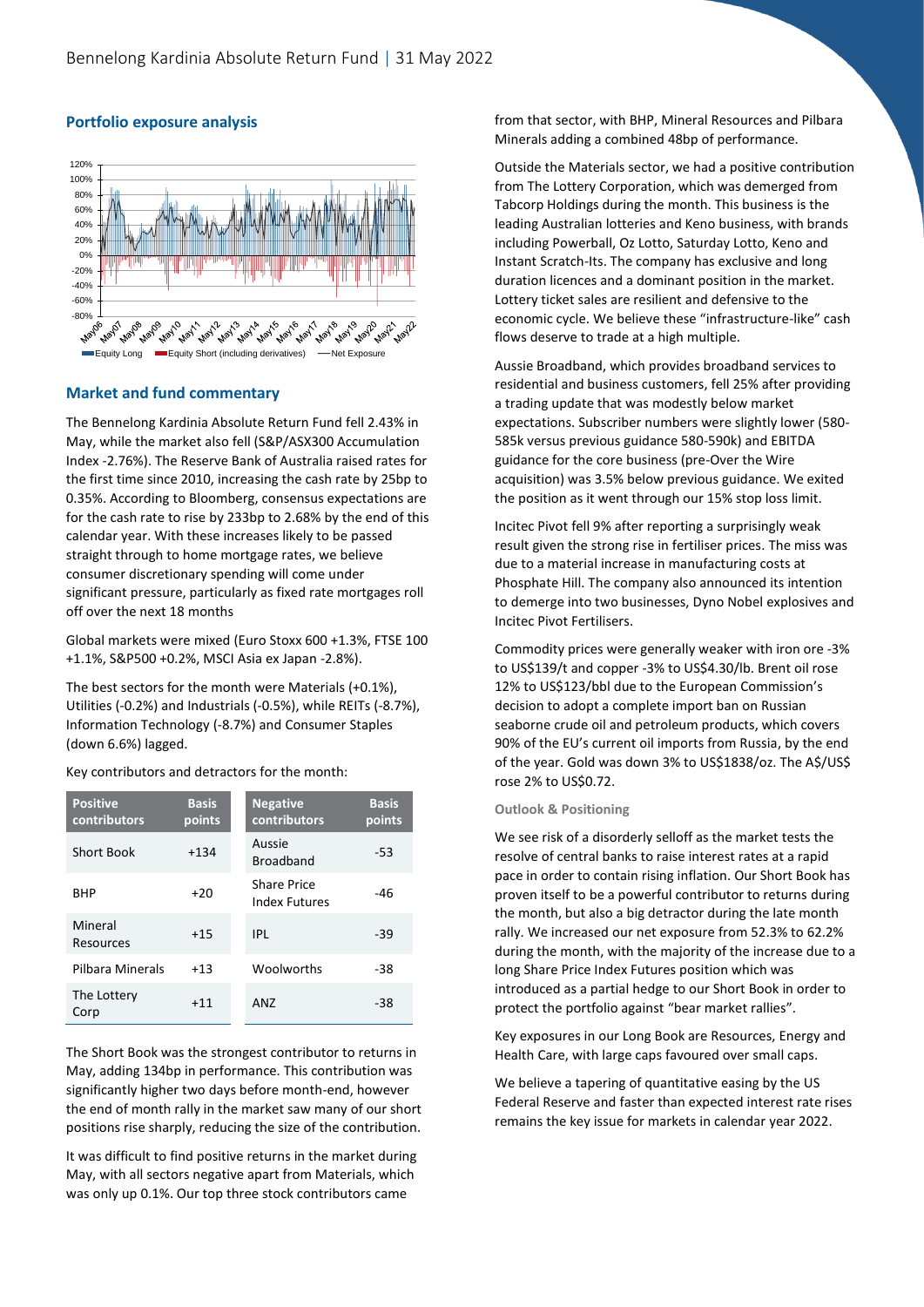## Portfolio exposure analysis

Equity Long | Equity Short (including derivatives) | Net Exposure

## Market and fund commentary

The Bennelong Kardinia Absolute Return Fund fell 2.43% in May, while the market also fell (S&P/ASX300 Accumulation Index -2.76%). The Reserve Bank of Australia raised rates for the first time since 2010, increasing the cash rate by 25bp to 0.35%. According to Bloomberg, consensus expectations are for the cash rate to rise by 233bp to 2.68% by the end of this calendar year. With these increases likely to be passed straight through to home mortgage rates, we believe consumer discretionary spending will come under significant pressure, particularly as fixed rate mortgages roll off over the next 18 months

Global markets were mixed (Euro Stoxx 600 +1.3%, FTSE 100 +1.1%, S&P500 +0.2%, MSCI Asia ex Japan -2.8%).

The best sectors for the month were Materials (+0.1%), Utilities (-0.2%) and Industrials (-0.5%), while REITs (-8.7%), Information Technology (-8.7%) and Consumer Staples (down 6.6%) lagged.

Key contributors and detractors for the month:

| Positive contributors | Basis points | Negative contributors | Basis points |
|---|---|---|---|
| Short Book | +134 | Aussie Broadband | -53 |
| BHP | +20 | Share Price Index Futures | -46 |
| Mineral Resources | +15 | IPL | -39 |
| Pilbara Minerals | +13 | Woolworths | -38 |
| The Lottery Corp | +11 | ANZ | -38 |

The Short Book was the strongest contributor to returns in May, adding 134bp in performance. This contribution was significantly higher two days before month-end, however the end of month rally in the market saw many of our short positions rise sharply, reducing the size of the contribution.

It was difficult to find positive returns in the market during May, with all sectors negative apart from Materials, which was only up 0.1%. Our top three stock contributors came from that sector, with BHP, Mineral Resources and Pilbara Minerals adding a combined 48bp of performance.

Outside the Materials sector, we had a positive contribution from The Lottery Corporation, which was demerged from Tabcorp Holdings during the month. This business is the leading Australian lotteries and Keno business, with brands including Powerball, Oz Lotto, Saturday Lotto, Keno and Instant Scratch-Its. The company has exclusive and long duration licences and a dominant position in the market. Lottery ticket sales are resilient and defensive to the economic cycle. We believe these "infrastructure-like" cash flows deserve to trade at a high multiple.

Aussie Broadband, which provides broadband services to residential and business customers, fell 25% after providing a trading update that was modestly below market expectations. Subscriber numbers were slightly lower (580-585k versus previous guidance 580-590k) and EBITDA guidance for the core business (pre-Over the Wire acquisition) was 3.5% below previous guidance. We exited the position as it went through our 15% stop loss limit.

Incitec Pivot fell 9% after reporting a surprisingly weak result given the strong rise in fertiliser prices. The miss was due to a material increase in manufacturing costs at Phosphate Hill. The company also announced its intention to demerge into two businesses, Dyno Nobel explosives and Incitec Pivot Fertilisers.

Commodity prices were generally weaker with iron ore -3% to US$139/t and copper -3% to US$4.30/lb. Brent oil rose 12% to US$123/bbl due to the European Commission's decision to adopt a complete import ban on Russian seaborne crude oil and petroleum products, which covers 90% of the EU's current oil imports from Russia, by the end of the year. Gold was down 3% to US$1838/oz. The A$/US$ rose 2% to US$0.72.

### Outlook & Positioning

We see risk of a disorderly selloff as the market tests the resolve of central banks to raise interest rates at a rapid pace in order to contain rising inflation. Our Short Book has proven itself to be a powerful contributor to returns during the month, but also a big detractor during the late month rally. We increased our net exposure from 52.3% to 62.2% during the month, with the majority of the increase due to a long Share Price Index Futures position which was introduced as a partial hedge to our Short Book in order to protect the portfolio against "bear market rallies".

Key exposures in our Long Book are Resources, Energy and Health Care, with large caps favoured over small caps.

We believe a tapering of quantitative easing by the US Federal Reserve and faster than expected interest rate rises remains the key issue for markets in calendar year 2022.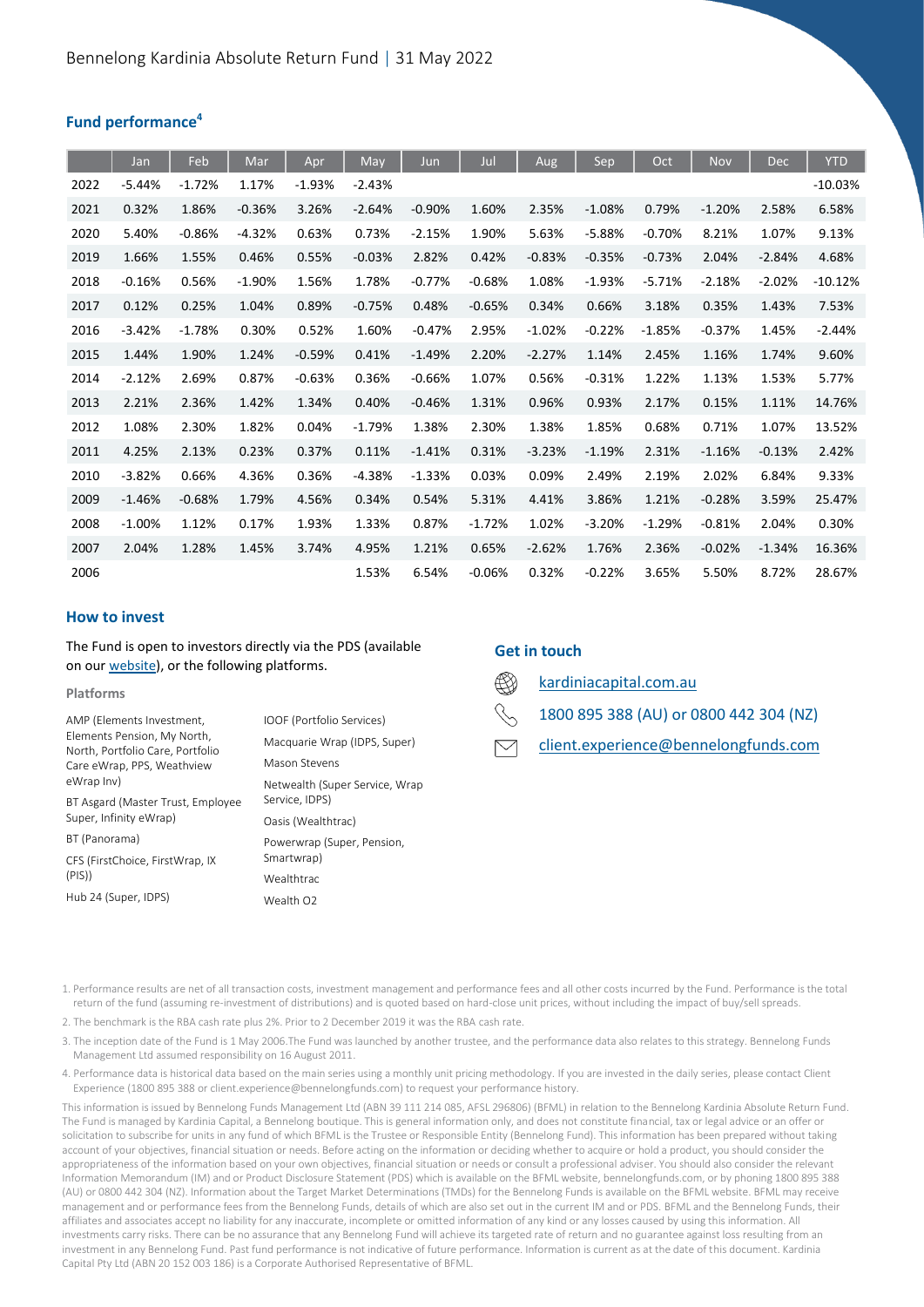## Fund performance[4]

| | Jan | Feb | Mar | Apr | May | Jun | Jul | Aug | Sep | Oct | Nov | Dec | YTD |
|---|---|---|---|---|---|---|---|---|---|---|---|---|---|
| 2022 | -5.44% | -1.72% | 1.17% | -1.93% | -2.43% | | | | | | | | -10.03% |
| 2021 | 0.32% | 1.86% | -0.36% | 3.26% | -2.64% | -0.90% | 1.60% | 2.35% | -1.08% | 0.79% | -1.20% | 2.58% | 6.58% |
| 2020 | 5.40% | -0.86% | -4.32% | 0.63% | 0.73% | -2.15% | 1.90% | 5.63% | -5.88% | -0.70% | 8.21% | 1.07% | 9.13% |
| 2019 | 1.66% | 1.55% | 0.46% | 0.55% | -0.03% | 2.82% | 0.42% | -0.83% | -0.35% | -0.73% | 2.04% | -2.84% | 4.68% |
| 2018 | -0.16% | 0.56% | -1.90% | 1.56% | 1.78% | -0.77% | -0.68% | 1.08% | -1.93% | -5.71% | -2.18% | -2.02% | -10.12% |
| 2017 | 0.12% | 0.25% | 1.04% | 0.89% | -0.75% | 0.48% | -0.65% | 0.34% | 0.66% | 3.18% | 0.35% | 1.43% | 7.53% |
| 2016 | -3.42% | -1.78% | 0.30% | 0.52% | 1.60% | -0.47% | 2.95% | -1.02% | -0.22% | -1.85% | -0.37% | 1.45% | -2.44% |
| 2015 | 1.44% | 1.90% | 1.24% | -0.59% | 0.41% | -1.49% | 2.20% | -2.27% | 1.14% | 2.45% | 1.16% | 1.74% | 9.60% |
| 2014 | -2.12% | 2.69% | 0.87% | -0.63% | 0.36% | -0.66% | 1.07% | 0.56% | -0.31% | 1.22% | 1.13% | 1.53% | 5.77% |
| 2013 | 2.21% | 2.36% | 1.42% | 1.34% | 0.40% | -0.46% | 1.31% | 0.96% | 0.93% | 2.17% | 0.15% | 1.11% | 14.76% |
| 2012 | 1.08% | 2.30% | 1.82% | 0.04% | -1.79% | 1.38% | 2.30% | 1.38% | 1.85% | 0.68% | 0.71% | 1.07% | 13.52% |
| 2011 | 4.25% | 2.13% | 0.23% | 0.37% | 0.11% | -1.41% | 0.31% | -3.23% | -1.19% | 2.31% | -1.16% | -0.13% | 2.42% |
| 2010 | -3.82% | 0.66% | 4.36% | 0.36% | -4.38% | -1.33% | 0.03% | 0.09% | 2.49% | 2.19% | 2.02% | 6.84% | 9.33% |
| 2009 | -1.46% | -0.68% | 1.79% | 4.56% | 0.34% | 0.54% | 5.31% | 4.41% | 3.86% | 1.21% | -0.28% | 3.59% | 25.47% |
| 2008 | -1.00% | 1.12% | 0.17% | 1.93% | 1.33% | 0.87% | -1.72% | 1.02% | -3.20% | -1.29% | -0.81% | 2.04% | 0.30% |
| 2007 | 2.04% | 1.28% | 1.45% | 3.74% | 4.95% | 1.21% | 0.65% | -2.62% | 1.76% | 2.36% | -0.02% | -1.34% | 16.36% |
| 2006 | | | | | 1.53% | 6.54% | -0.06% | 0.32% | -0.22% | 3.65% | 5.50% | 8.72% | 28.67% |

## How to invest

The Fund is open to investors directly via the PDS (available on our website), or the following platforms.

### Platforms

- AMP (Elements Investment, Elements Pension, My North, North, Portfolio Care, Portfolio Care eWrap, PPS, Weathview eWrap Inv)
- BT Asgard (Master Trust, Employee Super, Infinity eWrap)
- BT (Panorama)
- CFS (FirstChoice, FirstWrap, IX (PIS))
- Hub 24 (Super, IDPS)
- IOOF (Portfolio Services)
- Macquarie Wrap (IDPS, Super)
- Mason Stevens
- Netwealth (Super Service, Wrap Service, IDPS)
- Oasis (Wealthtrac)
- Powerwrap (Super, Pension, Smartwrap)
- Wealthtrac
- Wealth O2

## Get in touch

kardiniacapital.com.au

1800 895 388 (AU) or 0800 442 304 (NZ)

client.experience@bennelongfunds.com

1. Performance results are net of all transaction costs, investment management and performance fees and all other costs incurred by the Fund. Performance is the total return of the fund (assuming re-investment of distributions) and is quoted based on hard-close unit prices, without including the impact of buy/sell spreads.
2. The benchmark is the RBA cash rate plus 2%. Prior to 2 December 2019 it was the RBA cash rate.
3. The inception date of the Fund is 1 May 2006.The Fund was launched by another trustee, and the performance data also relates to this strategy. Bennelong Funds Management Ltd assumed responsibility on 16 August 2011.
4. Performance data is historical data based on the main series using a monthly unit pricing methodology. If you are invested in the daily series, please contact Client Experience (1800 895 388 or client.experience@bennelongfunds.com) to request your performance history.

This information is issued by Bennelong Funds Management Ltd (ABN 39 111 214 085, AFSL 296806) (BFML) in relation to the Bennelong Kardinia Absolute Return Fund. The Fund is managed by Kardinia Capital, a Bennelong boutique. This is general information only, and does not constitute financial, tax or legal advice or an offer or solicitation to subscribe for units in any fund of which BFML is the Trustee or Responsible Entity (Bennelong Fund). This information has been prepared without taking account of your objectives, financial situation or needs. Before acting on the information or deciding whether to acquire or hold a product, you should consider the appropriateness of the information based on your own objectives, financial situation or needs or consult a professional adviser. You should also consider the relevant Information Memorandum (IM) and or Product Disclosure Statement (PDS) which is available on the BFML website, bennelongfunds.com, or by phoning 1800 895 388 (AU) or 0800 442 304 (NZ). Information about the Target Market Determinations (TMDs) for the Bennelong Funds is available on the BFML website. BFML may receive management and or performance fees from the Bennelong Funds, details of which are also set out in the current IM and or PDS. BFML and the Bennelong Funds, their affiliates and associates accept no liability for any inaccurate, incomplete or omitted information of any kind or any losses caused by using this information. All investments carry risks. There can be no assurance that any Bennelong Fund will achieve its targeted rate of return and no guarantee against loss resulting from an investment in any Bennelong Fund. Past fund performance is not indicative of future performance. Information is current as at the date of this document. Kardinia Capital Pty Ltd (ABN 20 152 003 186) is a Corporate Authorised Representative of BFML.